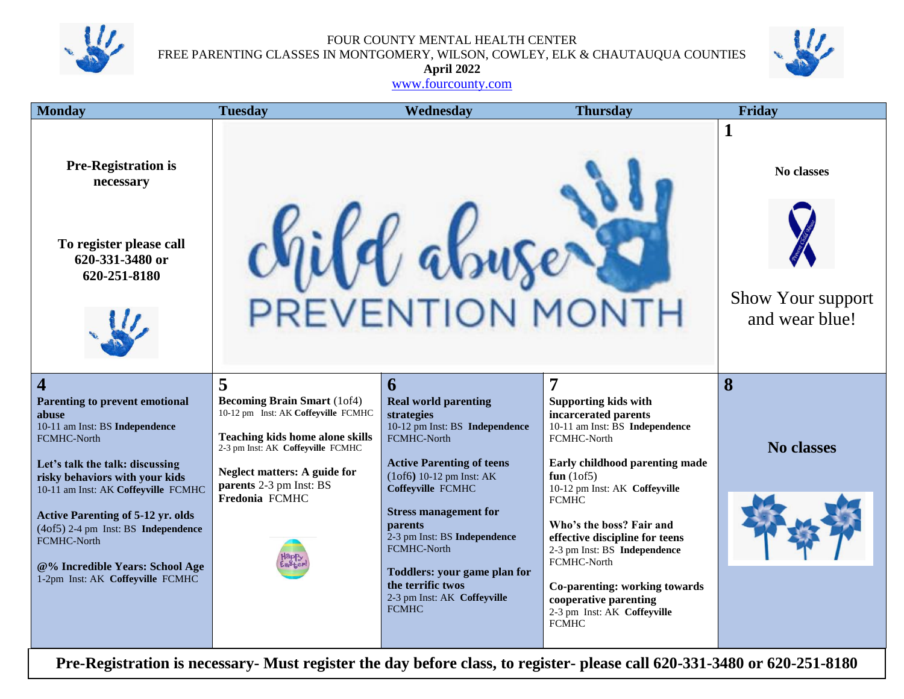FOUR COUNTY MENTAL HEALTH CENTER

FREE PARENTING CLASSES IN MONTGOMERY, WILSON, COWLEY, ELK & CHAUTAUQUA COUNTIES

**April 2022**

www.fourcounty.com

| Monday | Tuesday | Wednesday | Thursday | Friday |
|---|---|---|---|---|
| **Pre-Registration is necessary**<br><br>**To register please call 620-331-3480 or 620-251-8180** | child abuse PREVENTION MONTH | | | **1**<br><br>**No classes**<br><br>Show Your support and wear blue! |
| **4**<br><br>**Parenting to prevent emotional abuse** 10-11 am Inst: BS **Independence** FCMHC-North<br><br>**Let's talk the talk: discussing risky behaviors with your kids** 10-11 am Inst: AK **Coffeyville** FCMHC<br><br>**Active Parenting of 5-12 yr. olds** (4of5) 2-4 pm Inst: BS **Independence** FCMHC-North<br><br>**@% Incredible Years: School Age** 1-2pm Inst: AK **Coffeyville** FCMHC | **5**<br><br>**Becoming Brain Smart** (1of4) 10-12 pm Inst: AK **Coffeyville** FCMHC<br><br>**Teaching kids home alone skills** 2-3 pm Inst: AK **Coffeyville** FCMHC<br><br>**Neglect matters: A guide for parents** 2-3 pm Inst: BS **Fredonia** FCMHC<br><br>Happy Easter! | **6**<br><br>**Real world parenting strategies** 10-12 pm Inst: BS **Independence** FCMHC-North<br><br>**Active Parenting of teens** (1of6) 10-12 pm Inst: AK **Coffeyville** FCMHC<br><br>**Stress management for parents** 2-3 pm Inst: BS **Independence** FCMHC-North<br><br>**Toddlers: your game plan for the terrific twos** 2-3 pm Inst: AK **Coffeyville** FCMHC | **7**<br><br>**Supporting kids with incarcerated parents** 10-11 am Inst: BS **Independence** FCMHC-North<br><br>**Early childhood parenting made fun** (1of5) 10-12 pm Inst: AK **Coffeyville** FCMHC<br><br>**Who's the boss? Fair and effective discipline for teens** 2-3 pm Inst: BS **Independence** FCMHC-North<br><br>**Co-parenting: working towards cooperative parenting** 2-3 pm Inst: AK **Coffeyville** FCMHC | **8**<br><br>**No classes** |

**Pre-Registration is necessary- Must register the day before class, to register- please call 620-331-3480 or 620-251-8180**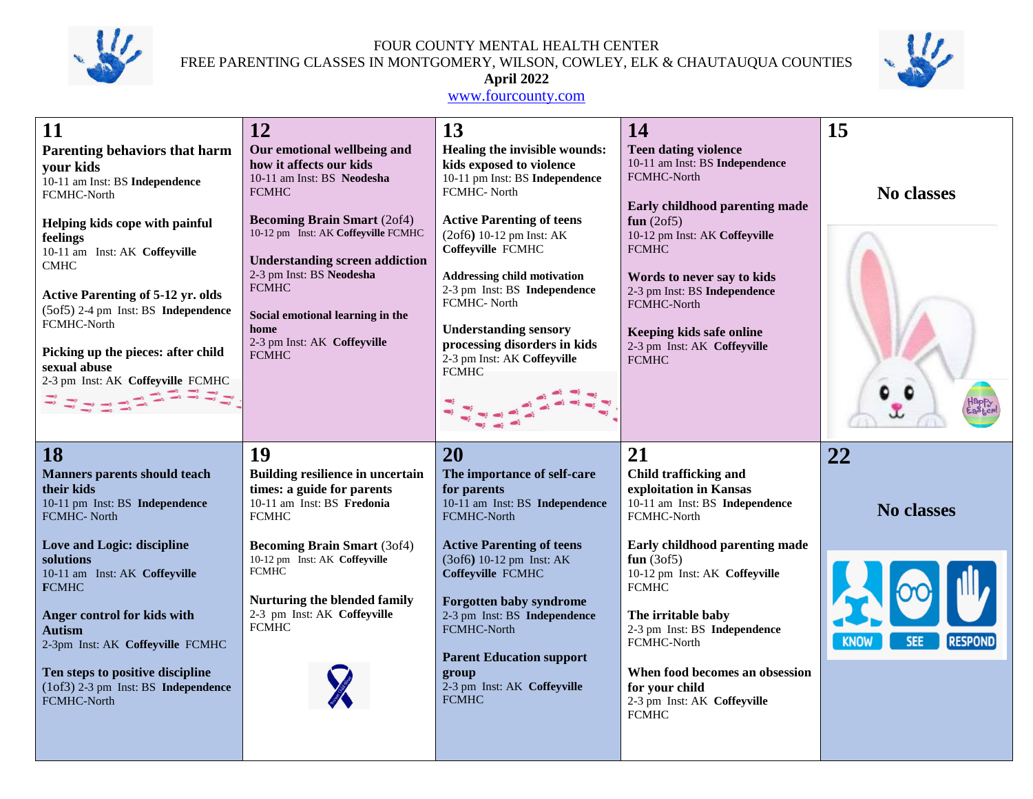FOUR COUNTY MENTAL HEALTH CENTER

FREE PARENTING CLASSES IN MONTGOMERY, WILSON, COWLEY, ELK & CHAUTAUQUA COUNTIES

**April 2022**

www.fourcounty.com

| 11 | 12 | 13 | 14 | 15 |
|---|---|---|---|---|
| **Parenting behaviors that harm your kids** 10-11 am Inst: BS **Independence** FCMHC-North<br><br>**Helping kids cope with painful feelings** 10-11 am Inst: AK **Coffeyville** CMHC<br><br>**Active Parenting of 5-12 yr. olds** (5of5) 2-4 pm Inst: BS **Independence** FCMHC-North<br><br>**Picking up the pieces: after child sexual abuse** 2-3 pm Inst: AK **Coffeyville** FCMHC | **Our emotional wellbeing and how it affects our kids** 10-11 am Inst: BS **Neodesha** FCMHC<br><br>**Becoming Brain Smart** (2of4) 10-12 pm Inst: AK **Coffeyville** FCMHC<br><br>**Understanding screen addiction** 2-3 pm Inst: BS **Neodesha** FCMHC<br><br>**Social emotional learning in the home** 2-3 pm Inst: AK **Coffeyville** FCMHC | **Healing the invisible wounds: kids exposed to violence** 10-11 pm Inst: BS **Independence** FCMHC- North<br><br>**Active Parenting of teens** (2of6**)** 10-12 pm Inst: AK **Coffeyville** FCMHC<br><br>**Addressing child motivation** 2-3 pm Inst: BS **Independence** FCMHC- North<br><br>**Understanding sensory processing disorders in kids** 2-3 pm Inst: AK **Coffeyville** FCMHC | **Teen dating violence** 10-11 am Inst: BS **Independence** FCMHC-North<br><br>**Early childhood parenting made fun** (2of5) 10-12 pm Inst: AK **Coffeyville** FCMHC<br><br>**Words to never say to kids** 2-3 pm Inst: BS **Independence** FCMHC-North<br><br>**Keeping kids safe online** 2-3 pm Inst: AK **Coffeyville** FCMHC | **No classes** |
| **18** | **19** | **20** | **21** | **22** |
| **Manners parents should teach their kids** 10-11 pm Inst: BS **Independence** FCMHC- North<br><br>**Love and Logic: discipline solutions** 10-11 am Inst: AK **Coffeyville** **F**CMHC<br><br>**Anger control for kids with Autism** 2-3pm Inst: AK **Coffeyville** FCMHC<br><br>**Ten steps to positive discipline** (1of3) 2-3 pm Inst: BS **Independence** FCMHC-North | **Building resilience in uncertain times: a guide for parents** 10-11 am Inst: BS **Fredonia** FCMHC<br><br>**Becoming Brain Smart** (3of4) 10-12 pm Inst: AK **Coffeyville** FCMHC<br><br>**Nurturing the blended family** 2-3 pm Inst: AK **Coffeyville** FCMHC | **The importance of self-care for parents** 10-11 am Inst: BS **Independence** FCMHC-North<br><br>**Active Parenting of teens** (3of6) 10-12 pm Inst: AK **Coffeyville** FCMHC<br><br>**Forgotten baby syndrome** 2-3 pm Inst: BS **Independence** FCMHC-North<br><br>**Parent Education support group** 2-3 pm Inst: AK **Coffeyville** FCMHC | **Child trafficking and exploitation in Kansas** 10-11 am Inst: BS **Independence** FCMHC-North<br><br>**Early childhood parenting made fun** (3of5) 10-12 pm Inst: AK **Coffeyville** FCMHC<br><br>**The irritable baby** 2-3 pm Inst: BS **Independence** FCMHC-North<br><br>**When food becomes an obsession for your child** 2-3 pm Inst: AK **Coffeyville** FCMHC | **No classes** |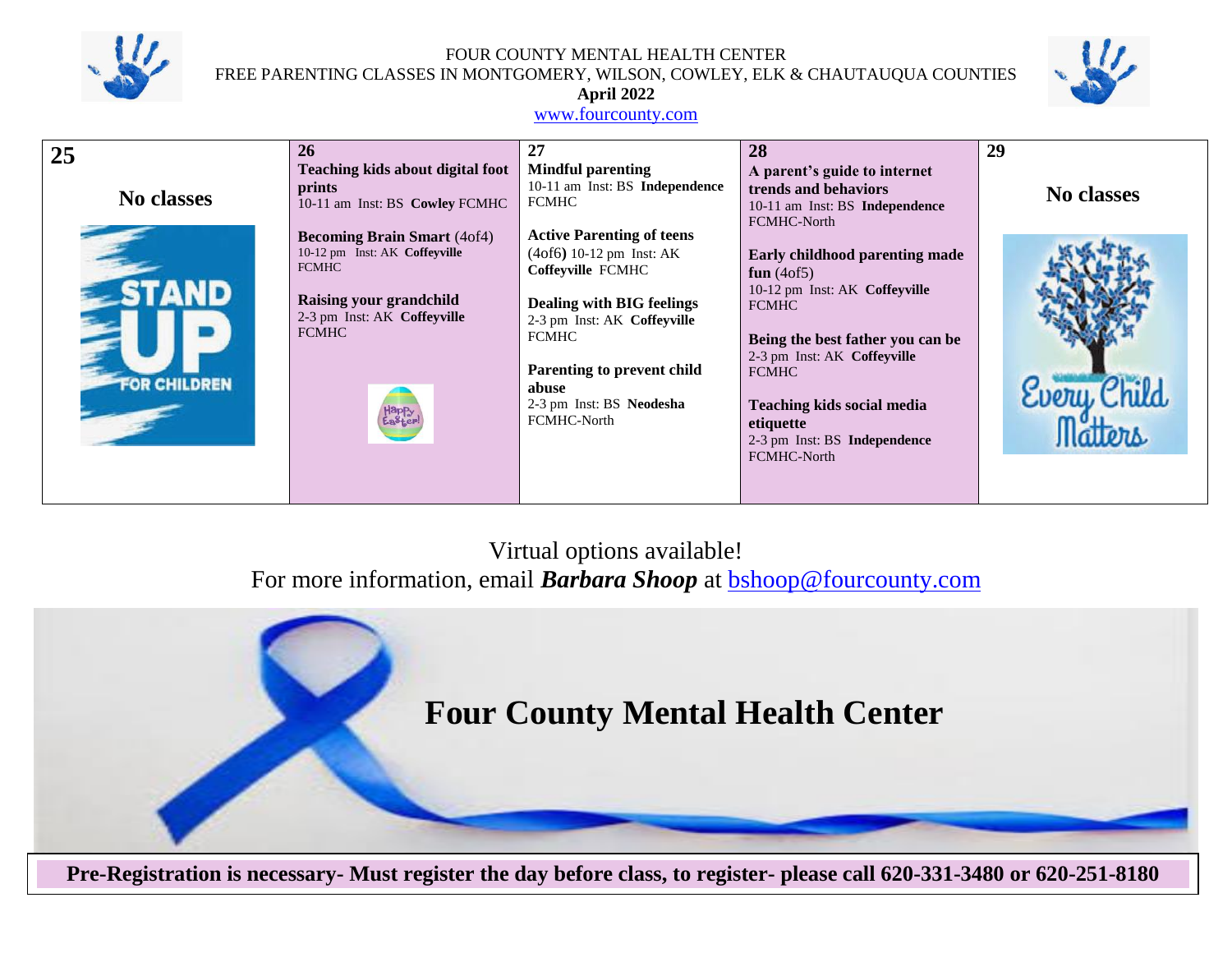FOUR COUNTY MENTAL HEALTH CENTER
FREE PARENTING CLASSES IN MONTGOMERY, WILSON, COWLEY, ELK & CHAUTAUQUA COUNTIES
**April 2022**
www.fourcounty.com

| 25 | 26 | 27 | 28 | 29 |
|---|---|---|---|---|
| **No classes** | **Teaching kids about digital foot prints** 10-11 am Inst: BS **Cowley** FCMHC<br><br>**Becoming Brain Smart** (4of4) 10-12 pm Inst: AK **Coffeyville** FCMHC<br><br>**Raising your grandchild** 2-3 pm Inst: AK **Coffeyville** FCMHC | **Mindful parenting** 10-11 am Inst: BS **Independence** FCMHC<br><br>**Active Parenting of teens** (4of6) 10-12 pm Inst: AK **Coffeyville** FCMHC<br><br>**Dealing with BIG feelings** 2-3 pm Inst: AK **Coffeyville** FCMHC<br><br>**Parenting to prevent child abuse** 2-3 pm Inst: BS **Neodesha** FCMHC-North | **A parent's guide to internet trends and behaviors** 10-11 am Inst: BS **Independence** FCMHC-North<br><br>**Early childhood parenting made fun** (4of5) 10-12 pm Inst: AK **Coffeyville** FCMHC<br><br>**Being the best father you can be** 2-3 pm Inst: AK **Coffeyville** FCMHC<br><br>**Teaching kids social media etiquette** 2-3 pm Inst: BS **Independence** FCMHC-North | **No classes** |

Virtual options available!
For more information, email ***Barbara Shoop*** at bshoop@fourcounty.com

**Four County Mental Health Center**

**Pre-Registration is necessary- Must register the day before class, to register- please call 620-331-3480 or 620-251-8180**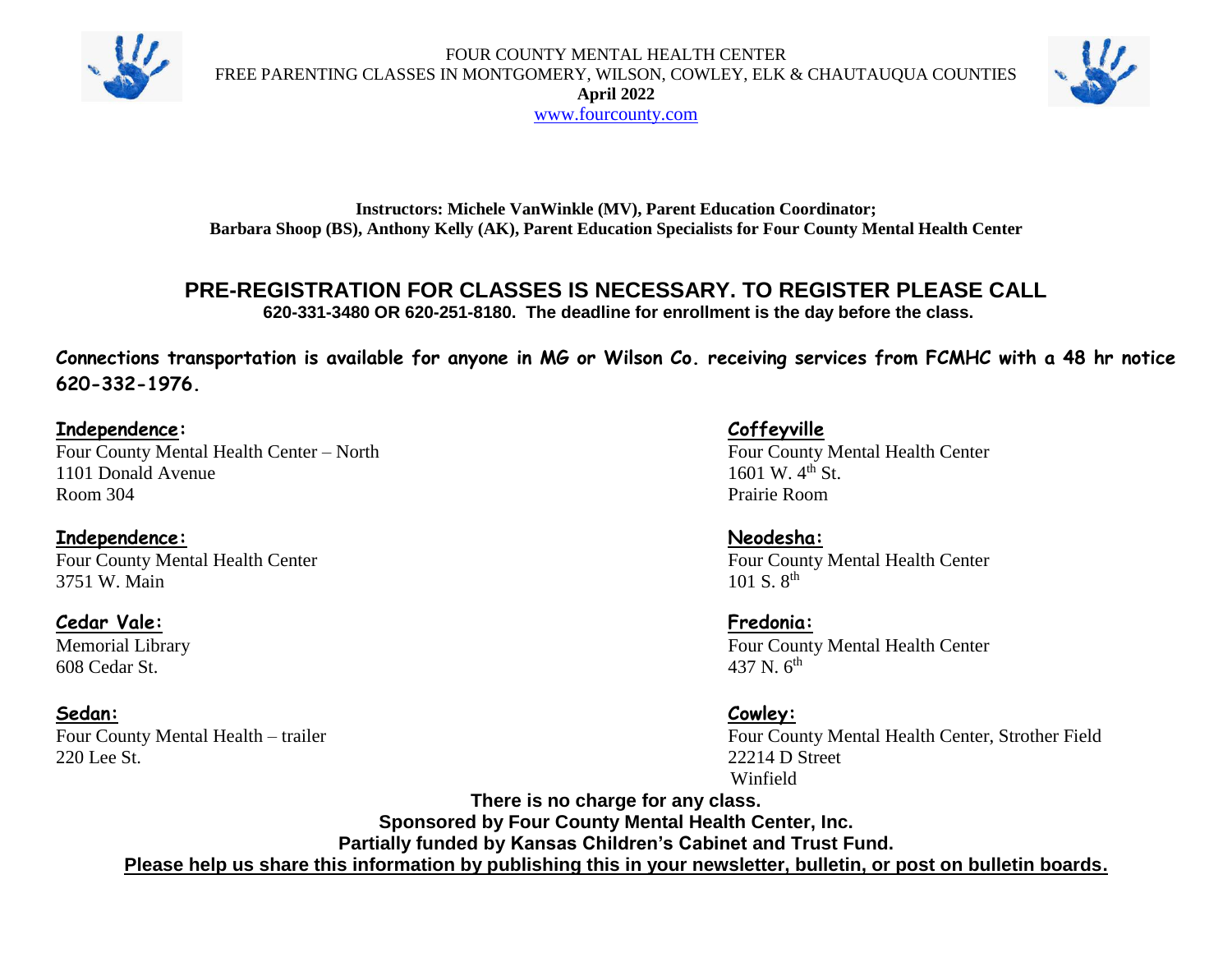FOUR COUNTY MENTAL HEALTH CENTER
FREE PARENTING CLASSES IN MONTGOMERY, WILSON, COWLEY, ELK & CHAUTAUQUA COUNTIES
**April 2022**
www.fourcounty.com

**Instructors: Michele VanWinkle (MV), Parent Education Coordinator;**
**Barbara Shoop (BS), Anthony Kelly (AK), Parent Education Specialists for Four County Mental Health Center**

## PRE-REGISTRATION FOR CLASSES IS NECESSARY. TO REGISTER PLEASE CALL

**620-331-3480 OR 620-251-8180. The deadline for enrollment is the day before the class.**

**Connections transportation is available for anyone in MG or Wilson Co. receiving services from FCMHC with a 48 hr notice 620-332-1976.**

**Independence:**
Four County Mental Health Center – North
1101 Donald Avenue
Room 304

**Independence:**
Four County Mental Health Center
3751 W. Main

**Cedar Vale:**
Memorial Library
608 Cedar St.

**Sedan:**
Four County Mental Health – trailer
220 Lee St.

**Coffeyville**
Four County Mental Health Center
1601 W. 4th St.
Prairie Room

**Neodesha:**
Four County Mental Health Center
101 S. 8th

**Fredonia:**
Four County Mental Health Center
437 N. 6th

**Cowley:**
Four County Mental Health Center, Strother Field
22214 D Street
Winfield

**There is no charge for any class.**
**Sponsored by Four County Mental Health Center, Inc.**
**Partially funded by Kansas Children's Cabinet and Trust Fund.**
**Please help us share this information by publishing this in your newsletter, bulletin, or post on bulletin boards.**